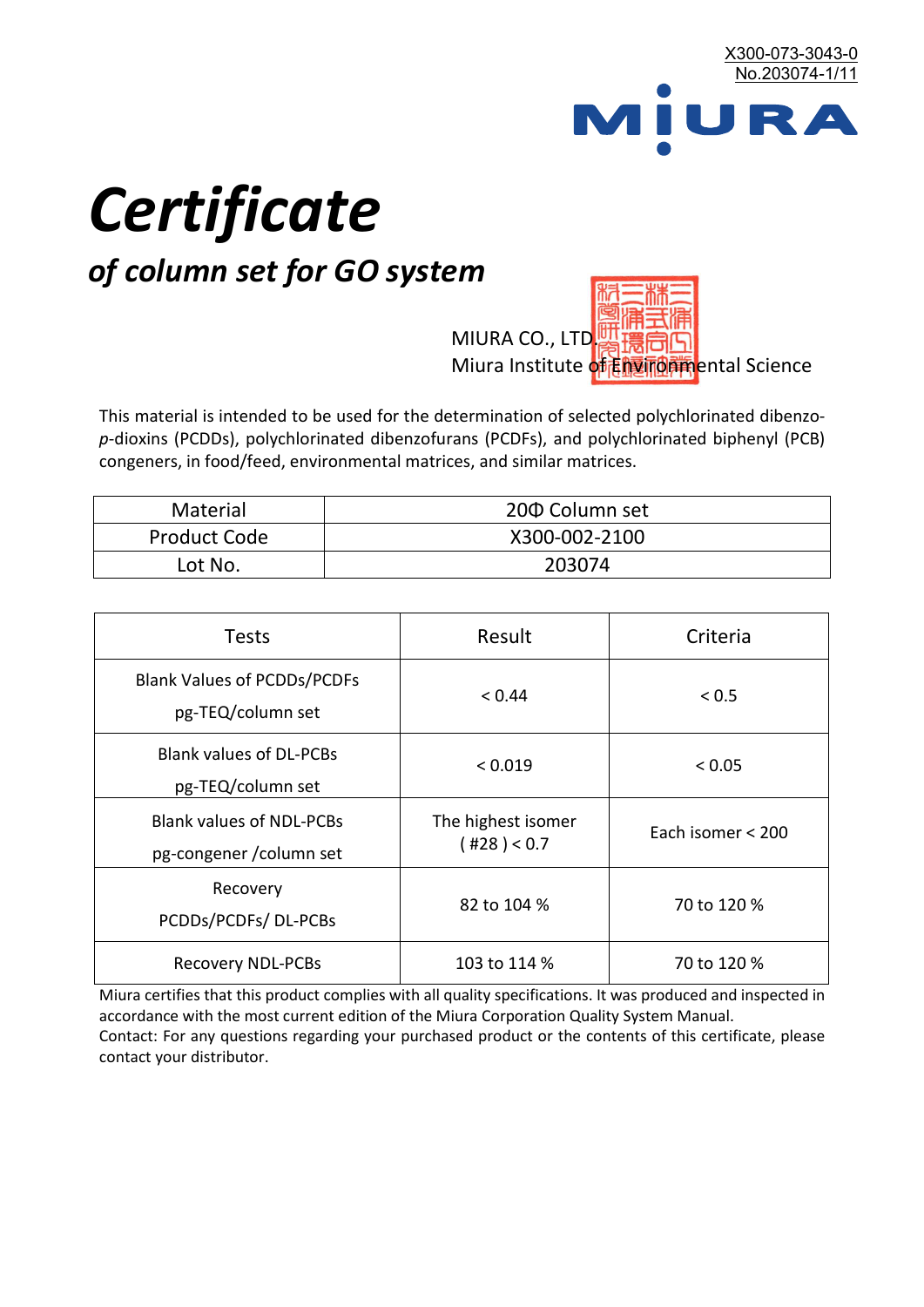X300-073-3043-0
No.203074-1/11

MIURA

# Certificate

## *of column set for GO system*

MIURA CO., LTD.
Miura Institute of Environmental Science

This material is intended to be used for the determination of selected polychlorinated dibenzo-*p*-dioxins (PCDDs), polychlorinated dibenzofurans (PCDFs), and polychlorinated biphenyl (PCB) congeners, in food/feed, environmental matrices, and similar matrices.

| Material | 20Φ Column set |
|---|---|
| Product Code | X300-002-2100 |
| Lot No. | 203074 |

| Tests | Result | Criteria |
|---|---|---|
| Blank Values of PCDDs/PCDFs pg-TEQ/column set | < 0.44 | < 0.5 |
| Blank values of DL-PCBs pg-TEQ/column set | < 0.019 | < 0.05 |
| Blank values of NDL-PCBs pg-congener /column set | The highest isomer ( #28 ) < 0.7 | Each isomer < 200 |
| Recovery PCDDs/PCDFs/ DL-PCBs | 82 to 104 % | 70 to 120 % |
| Recovery NDL-PCBs | 103 to 114 % | 70 to 120 % |

Miura certifies that this product complies with all quality specifications. It was produced and inspected in accordance with the most current edition of the Miura Corporation Quality System Manual.
Contact: For any questions regarding your purchased product or the contents of this certificate, please contact your distributor.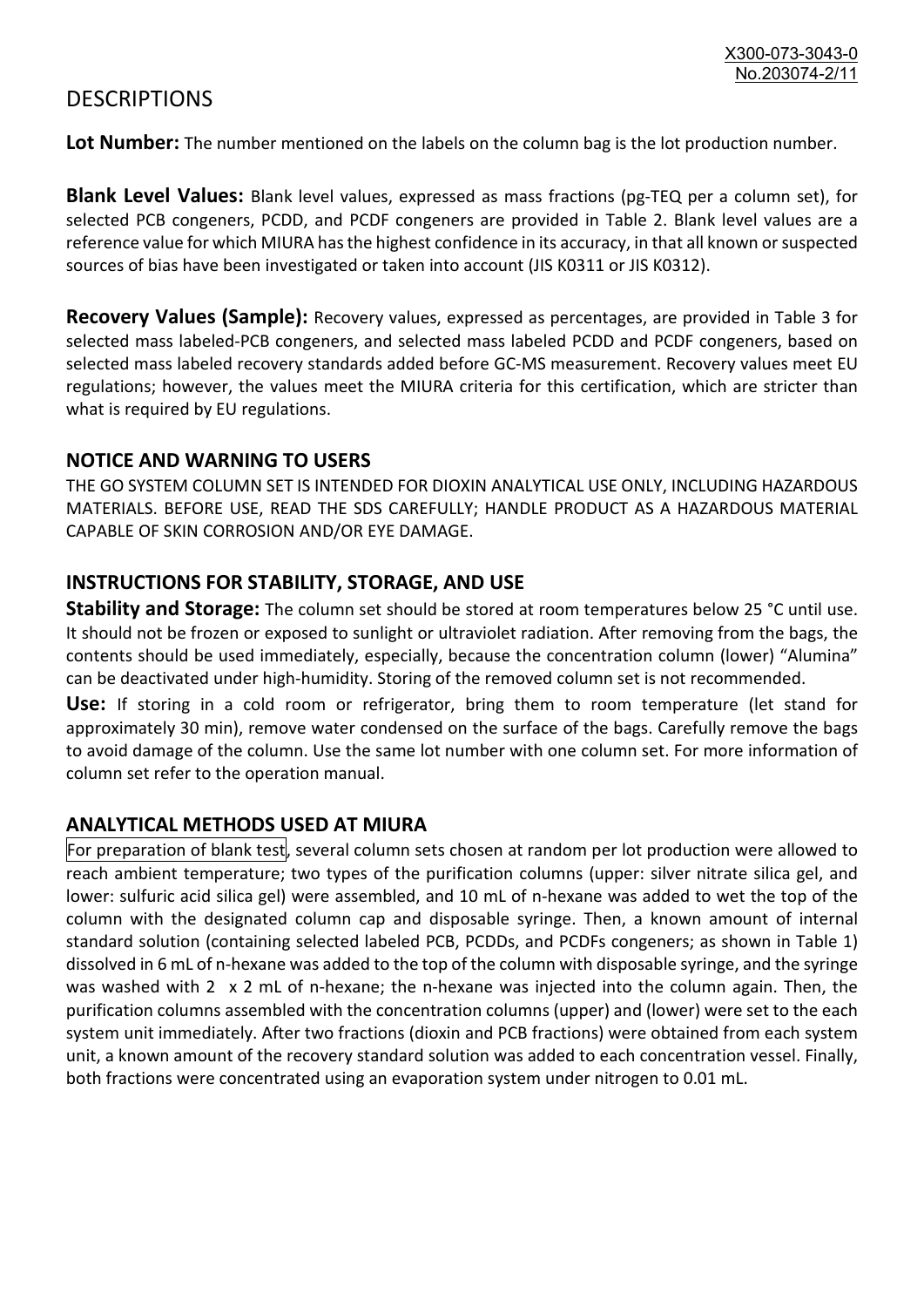# DESCRIPTIONS

**Lot Number:** The number mentioned on the labels on the column bag is the lot production number.

**Blank Level Values:** Blank level values, expressed as mass fractions (pg-TEQ per a column set), for selected PCB congeners, PCDD, and PCDF congeners are provided in Table 2. Blank level values are a reference value for which MIURA has the highest confidence in its accuracy, in that all known or suspected sources of bias have been investigated or taken into account (JIS K0311 or JIS K0312).

**Recovery Values (Sample):** Recovery values, expressed as percentages, are provided in Table 3 for selected mass labeled-PCB congeners, and selected mass labeled PCDD and PCDF congeners, based on selected mass labeled recovery standards added before GC-MS measurement. Recovery values meet EU regulations; however, the values meet the MIURA criteria for this certification, which are stricter than what is required by EU regulations.

## NOTICE AND WARNING TO USERS

THE GO SYSTEM COLUMN SET IS INTENDED FOR DIOXIN ANALYTICAL USE ONLY, INCLUDING HAZARDOUS MATERIALS. BEFORE USE, READ THE SDS CAREFULLY; HANDLE PRODUCT AS A HAZARDOUS MATERIAL CAPABLE OF SKIN CORROSION AND/OR EYE DAMAGE.

## INSTRUCTIONS FOR STABILITY, STORAGE, AND USE

**Stability and Storage:** The column set should be stored at room temperatures below 25 °C until use. It should not be frozen or exposed to sunlight or ultraviolet radiation. After removing from the bags, the contents should be used immediately, especially, because the concentration column (lower) "Alumina" can be deactivated under high-humidity. Storing of the removed column set is not recommended.

**Use:** If storing in a cold room or refrigerator, bring them to room temperature (let stand for approximately 30 min), remove water condensed on the surface of the bags. Carefully remove the bags to avoid damage of the column. Use the same lot number with one column set. For more information of column set refer to the operation manual.

## ANALYTICAL METHODS USED AT MIURA

For preparation of blank test, several column sets chosen at random per lot production were allowed to reach ambient temperature; two types of the purification columns (upper: silver nitrate silica gel, and lower: sulfuric acid silica gel) were assembled, and 10 mL of n-hexane was added to wet the top of the column with the designated column cap and disposable syringe. Then, a known amount of internal standard solution (containing selected labeled PCB, PCDDs, and PCDFs congeners; as shown in Table 1) dissolved in 6 mL of n-hexane was added to the top of the column with disposable syringe, and the syringe was washed with 2 x 2 mL of n-hexane; the n-hexane was injected into the column again. Then, the purification columns assembled with the concentration columns (upper) and (lower) were set to the each system unit immediately. After two fractions (dioxin and PCB fractions) were obtained from each system unit, a known amount of the recovery standard solution was added to each concentration vessel. Finally, both fractions were concentrated using an evaporation system under nitrogen to 0.01 mL.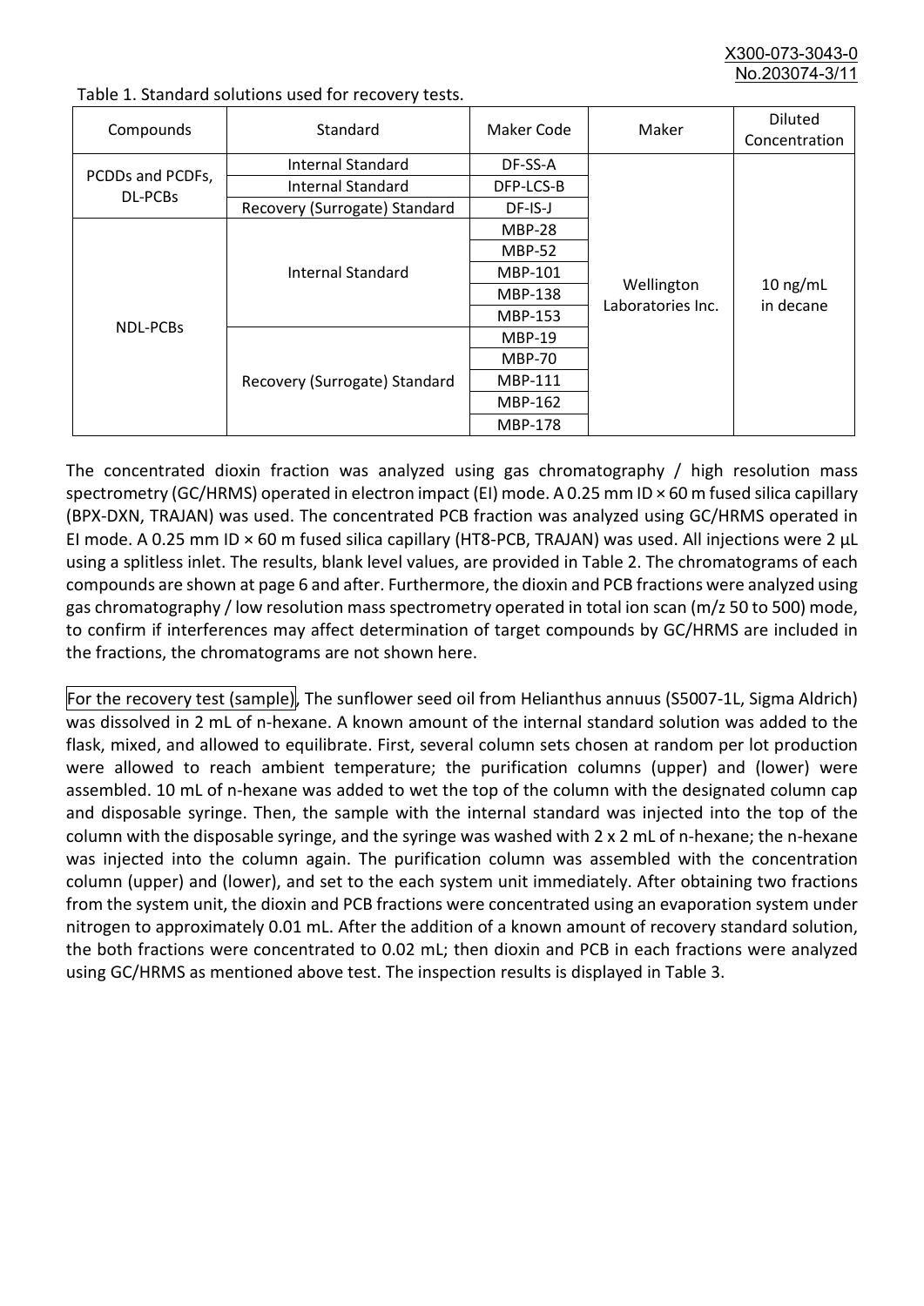Table 1. Standard solutions used for recovery tests.

| Compounds | Standard | Maker Code | Maker | Diluted Concentration |
|---|---|---|---|---|
| PCDDs and PCDFs, DL-PCBs | Internal Standard | DF-SS-A | Wellington Laboratories Inc. | 10 ng/mL in decane |
| | Internal Standard | DFP-LCS-B | | |
| | Recovery (Surrogate) Standard | DF-IS-J | | |
| NDL-PCBs | Internal Standard | MBP-28 | | |
| | | MBP-52 | | |
| | | MBP-101 | | |
| | | MBP-138 | | |
| | | MBP-153 | | |
| | Recovery (Surrogate) Standard | MBP-19 | | |
| | | MBP-70 | | |
| | | MBP-111 | | |
| | | MBP-162 | | |
| | | MBP-178 | | |

The concentrated dioxin fraction was analyzed using gas chromatography / high resolution mass spectrometry (GC/HRMS) operated in electron impact (EI) mode. A 0.25 mm ID × 60 m fused silica capillary (BPX-DXN, TRAJAN) was used. The concentrated PCB fraction was analyzed using GC/HRMS operated in EI mode. A 0.25 mm ID × 60 m fused silica capillary (HT8-PCB, TRAJAN) was used. All injections were 2 μL using a splitless inlet. The results, blank level values, are provided in Table 2. The chromatograms of each compounds are shown at page 6 and after. Furthermore, the dioxin and PCB fractions were analyzed using gas chromatography / low resolution mass spectrometry operated in total ion scan (m/z 50 to 500) mode, to confirm if interferences may affect determination of target compounds by GC/HRMS are included in the fractions, the chromatograms are not shown here.

For the recovery test (sample), The sunflower seed oil from Helianthus annuus (S5007-1L, Sigma Aldrich) was dissolved in 2 mL of n-hexane. A known amount of the internal standard solution was added to the flask, mixed, and allowed to equilibrate. First, several column sets chosen at random per lot production were allowed to reach ambient temperature; the purification columns (upper) and (lower) were assembled. 10 mL of n-hexane was added to wet the top of the column with the designated column cap and disposable syringe. Then, the sample with the internal standard was injected into the top of the column with the disposable syringe, and the syringe was washed with 2 x 2 mL of n-hexane; the n-hexane was injected into the column again. The purification column was assembled with the concentration column (upper) and (lower), and set to the each system unit immediately. After obtaining two fractions from the system unit, the dioxin and PCB fractions were concentrated using an evaporation system under nitrogen to approximately 0.01 mL. After the addition of a known amount of recovery standard solution, the both fractions were concentrated to 0.02 mL; then dioxin and PCB in each fractions were analyzed using GC/HRMS as mentioned above test. The inspection results is displayed in Table 3.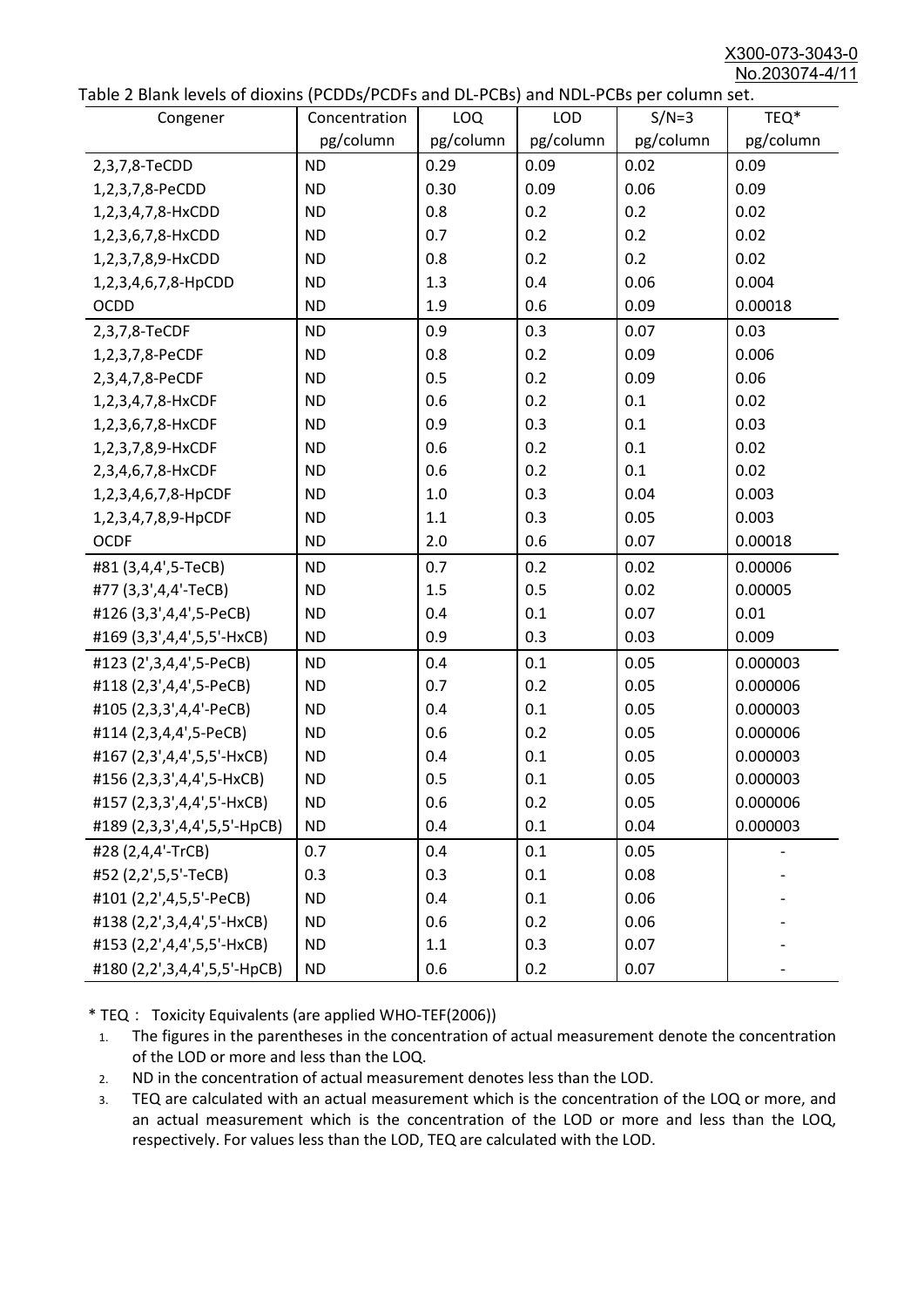Table 2 Blank levels of dioxins (PCDDs/PCDFs and DL-PCBs) and NDL-PCBs per column set.

| Congener | Concentration pg/column | LOQ pg/column | LOD pg/column | S/N=3 pg/column | TEQ* pg/column |
|---|---|---|---|---|---|
| 2,3,7,8-TeCDD | ND | 0.29 | 0.09 | 0.02 | 0.09 |
| 1,2,3,7,8-PeCDD | ND | 0.30 | 0.09 | 0.06 | 0.09 |
| 1,2,3,4,7,8-HxCDD | ND | 0.8 | 0.2 | 0.2 | 0.02 |
| 1,2,3,6,7,8-HxCDD | ND | 0.7 | 0.2 | 0.2 | 0.02 |
| 1,2,3,7,8,9-HxCDD | ND | 0.8 | 0.2 | 0.2 | 0.02 |
| 1,2,3,4,6,7,8-HpCDD | ND | 1.3 | 0.4 | 0.06 | 0.004 |
| OCDD | ND | 1.9 | 0.6 | 0.09 | 0.00018 |
| 2,3,7,8-TeCDF | ND | 0.9 | 0.3 | 0.07 | 0.03 |
| 1,2,3,7,8-PeCDF | ND | 0.8 | 0.2 | 0.09 | 0.006 |
| 2,3,4,7,8-PeCDF | ND | 0.5 | 0.2 | 0.09 | 0.06 |
| 1,2,3,4,7,8-HxCDF | ND | 0.6 | 0.2 | 0.1 | 0.02 |
| 1,2,3,6,7,8-HxCDF | ND | 0.9 | 0.3 | 0.1 | 0.03 |
| 1,2,3,7,8,9-HxCDF | ND | 0.6 | 0.2 | 0.1 | 0.02 |
| 2,3,4,6,7,8-HxCDF | ND | 0.6 | 0.2 | 0.1 | 0.02 |
| 1,2,3,4,6,7,8-HpCDF | ND | 1.0 | 0.3 | 0.04 | 0.003 |
| 1,2,3,4,7,8,9-HpCDF | ND | 1.1 | 0.3 | 0.05 | 0.003 |
| OCDF | ND | 2.0 | 0.6 | 0.07 | 0.00018 |
| #81 (3,4,4',5-TeCB) | ND | 0.7 | 0.2 | 0.02 | 0.00006 |
| #77 (3,3',4,4'-TeCB) | ND | 1.5 | 0.5 | 0.02 | 0.00005 |
| #126 (3,3',4,4',5-PeCB) | ND | 0.4 | 0.1 | 0.07 | 0.01 |
| #169 (3,3',4,4',5,5'-HxCB) | ND | 0.9 | 0.3 | 0.03 | 0.009 |
| #123 (2',3,4,4',5-PeCB) | ND | 0.4 | 0.1 | 0.05 | 0.000003 |
| #118 (2,3',4,4',5-PeCB) | ND | 0.7 | 0.2 | 0.05 | 0.000006 |
| #105 (2,3,3',4,4'-PeCB) | ND | 0.4 | 0.1 | 0.05 | 0.000003 |
| #114 (2,3,4,4',5-PeCB) | ND | 0.6 | 0.2 | 0.05 | 0.000006 |
| #167 (2,3',4,4',5,5'-HxCB) | ND | 0.4 | 0.1 | 0.05 | 0.000003 |
| #156 (2,3,3',4,4',5-HxCB) | ND | 0.5 | 0.1 | 0.05 | 0.000003 |
| #157 (2,3,3',4,4',5'-HxCB) | ND | 0.6 | 0.2 | 0.05 | 0.000006 |
| #189 (2,3,3',4,4',5,5'-HpCB) | ND | 0.4 | 0.1 | 0.04 | 0.000003 |
| #28 (2,4,4'-TrCB) | 0.7 | 0.4 | 0.1 | 0.05 | - |
| #52 (2,2',5,5'-TeCB) | 0.3 | 0.3 | 0.1 | 0.08 | - |
| #101 (2,2',4,5,5'-PeCB) | ND | 0.4 | 0.1 | 0.06 | - |
| #138 (2,2',3,4,4',5'-HxCB) | ND | 0.6 | 0.2 | 0.06 | - |
| #153 (2,2',4,4',5,5'-HxCB) | ND | 1.1 | 0.3 | 0.07 | - |
| #180 (2,2',3,4,4',5,5'-HpCB) | ND | 0.6 | 0.2 | 0.07 | - |

* TEQ： Toxicity Equivalents (are applied WHO-TEF(2006))

1. The figures in the parentheses in the concentration of actual measurement denote the concentration of the LOD or more and less than the LOQ.
2. ND in the concentration of actual measurement denotes less than the LOD.
3. TEQ are calculated with an actual measurement which is the concentration of the LOQ or more, and an actual measurement which is the concentration of the LOD or more and less than the LOQ, respectively. For values less than the LOD, TEQ are calculated with the LOD.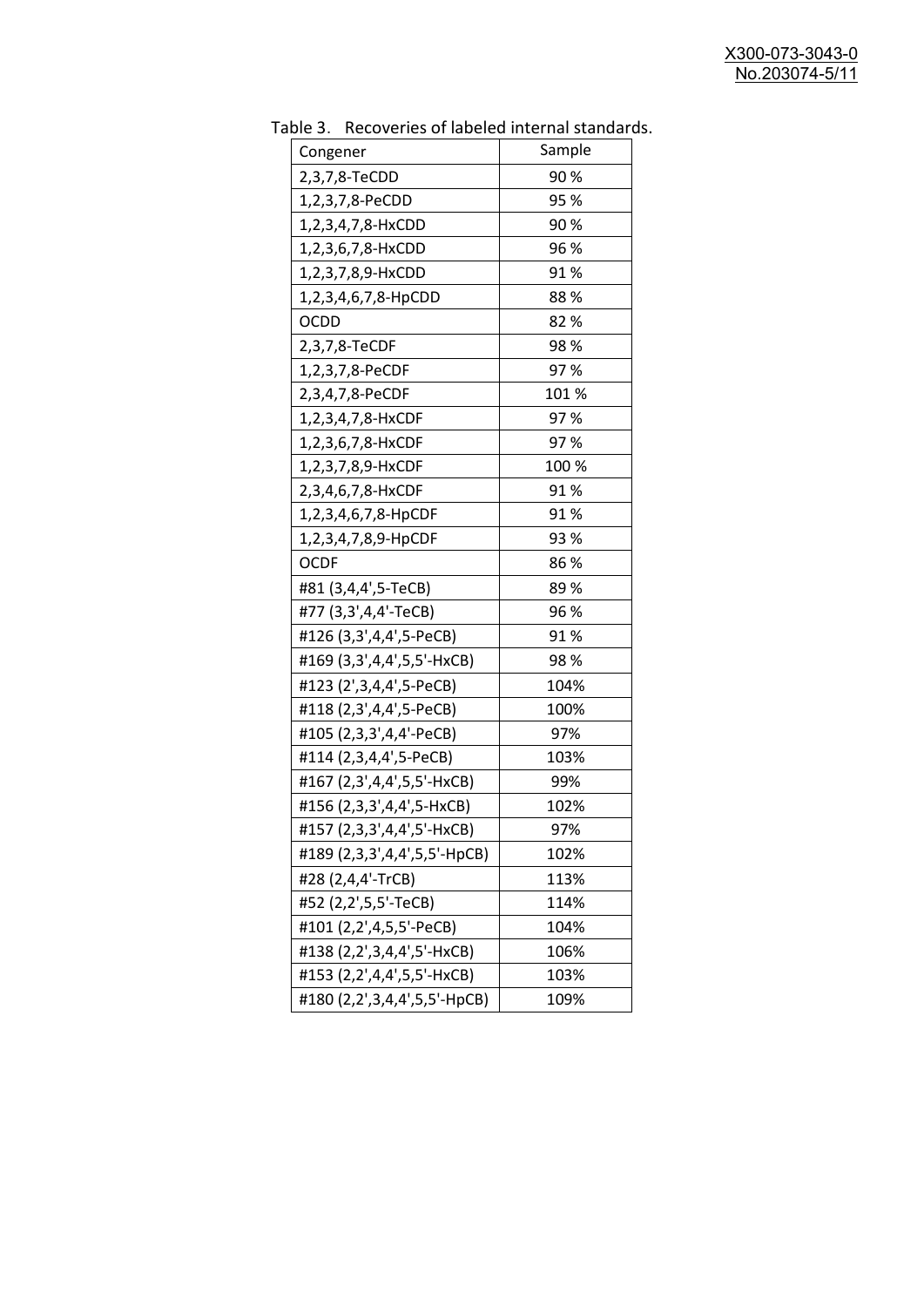Table 3. Recoveries of labeled internal standards.

| Congener | Sample |
|---|---|
| 2,3,7,8-TeCDD | 90 % |
| 1,2,3,7,8-PeCDD | 95 % |
| 1,2,3,4,7,8-HxCDD | 90 % |
| 1,2,3,6,7,8-HxCDD | 96 % |
| 1,2,3,7,8,9-HxCDD | 91 % |
| 1,2,3,4,6,7,8-HpCDD | 88 % |
| OCDD | 82 % |
| 2,3,7,8-TeCDF | 98 % |
| 1,2,3,7,8-PeCDF | 97 % |
| 2,3,4,7,8-PeCDF | 101 % |
| 1,2,3,4,7,8-HxCDF | 97 % |
| 1,2,3,6,7,8-HxCDF | 97 % |
| 1,2,3,7,8,9-HxCDF | 100 % |
| 2,3,4,6,7,8-HxCDF | 91 % |
| 1,2,3,4,6,7,8-HpCDF | 91 % |
| 1,2,3,4,7,8,9-HpCDF | 93 % |
| OCDF | 86 % |
| #81 (3,4,4',5-TeCB) | 89 % |
| #77 (3,3',4,4'-TeCB) | 96 % |
| #126 (3,3',4,4',5-PeCB) | 91 % |
| #169 (3,3',4,4',5,5'-HxCB) | 98 % |
| #123 (2',3,4,4',5-PeCB) | 104% |
| #118 (2,3',4,4',5-PeCB) | 100% |
| #105 (2,3,3',4,4'-PeCB) | 97% |
| #114 (2,3,4,4',5-PeCB) | 103% |
| #167 (2,3',4,4',5,5'-HxCB) | 99% |
| #156 (2,3,3',4,4',5-HxCB) | 102% |
| #157 (2,3,3',4,4',5'-HxCB) | 97% |
| #189 (2,3,3',4,4',5,5'-HpCB) | 102% |
| #28 (2,4,4'-TrCB) | 113% |
| #52 (2,2',5,5'-TeCB) | 114% |
| #101 (2,2',4,5,5'-PeCB) | 104% |
| #138 (2,2',3,4,4',5'-HxCB) | 106% |
| #153 (2,2',4,4',5,5'-HxCB) | 103% |
| #180 (2,2',3,4,4',5,5'-HpCB) | 109% |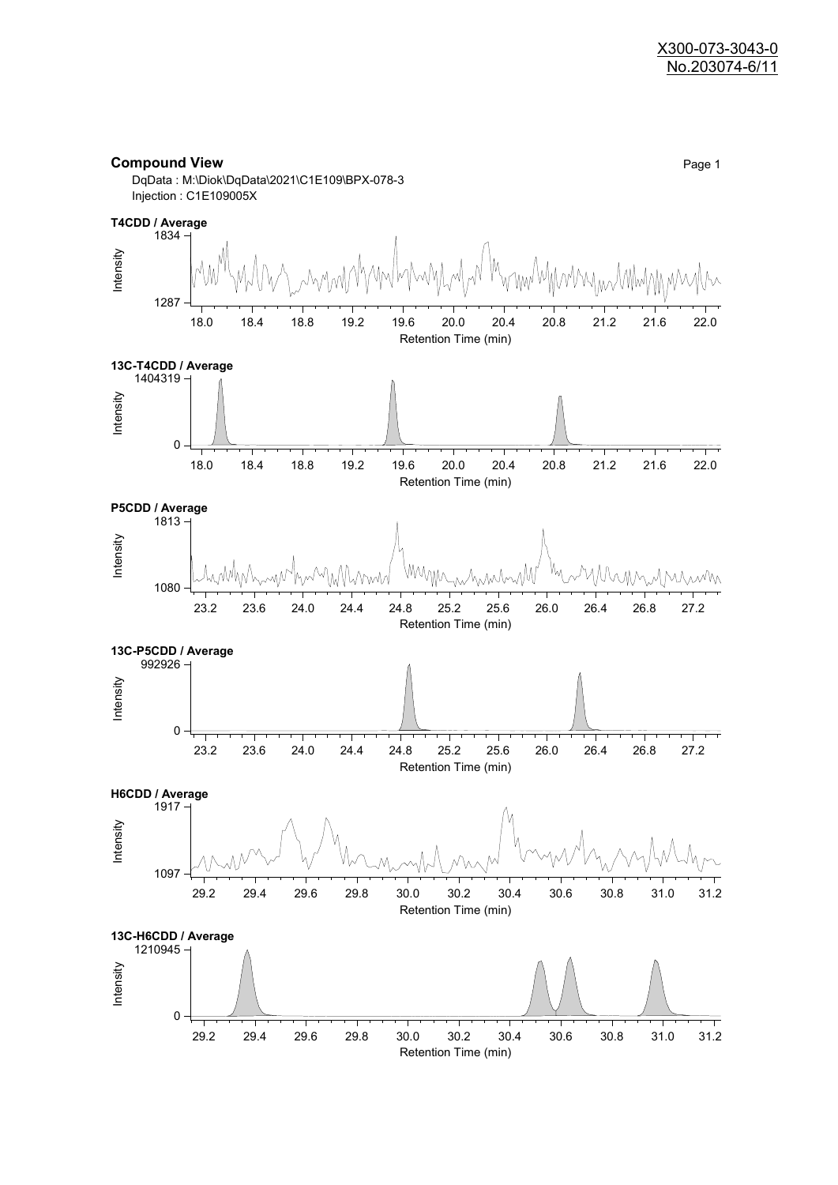X300-073-3043-0
No.203074-6/11

## Compound View

DqData : M:\Diok\DqData\2021\C1E109\BPX-078-3
Injection : C1E109005X

**T4CDD / Average**

Intensity: 1287 – 1834
Retention Time (min): 18.0 – 22.0

**13C-T4CDD / Average**

Intensity: 0 – 1404319
Retention Time (min): 18.0 – 22.0

**P5CDD / Average**

Intensity: 1080 – 1813
Retention Time (min): 23.2 – 27.2

**13C-P5CDD / Average**

Intensity: 0 – 992926
Retention Time (min): 23.2 – 27.2

**H6CDD / Average**

Intensity: 1097 – 1917
Retention Time (min): 29.2 – 31.2

**13C-H6CDD / Average**

Intensity: 0 – 1210945
Retention Time (min): 29.2 – 31.2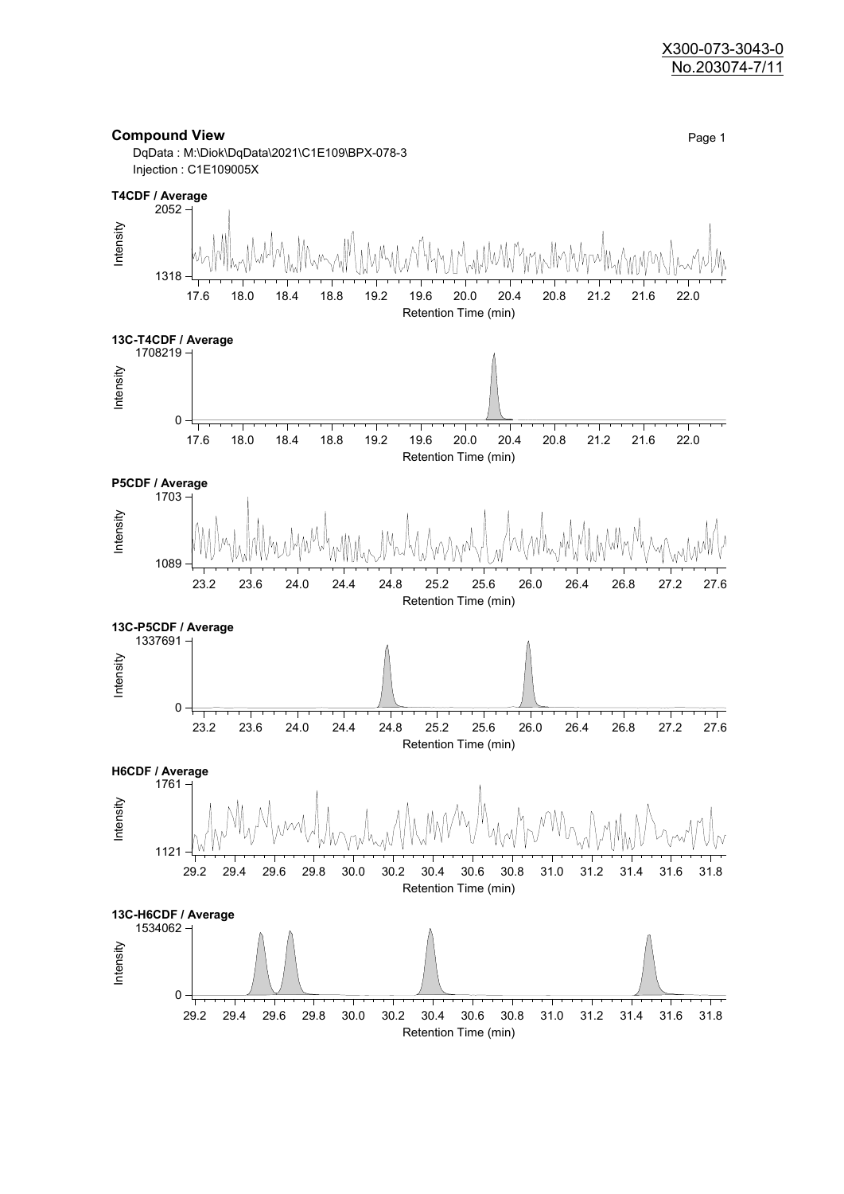X300-073-3043-0
No.203074-7/11

## Compound View

DqData : M:\Diok\DqData\2021\C1E109\BPX-078-3
Injection : C1E109005X

**T4CDF / Average**

Intensity: 1318 – 2052
Retention Time (min): 17.6 – 22.0

**13C-T4CDF / Average**

Intensity: 0 – 1708219
Retention Time (min): 17.6 – 22.0

**P5CDF / Average**

Intensity: 1089 – 1703
Retention Time (min): 23.2 – 27.6

**13C-P5CDF / Average**

Intensity: 0 – 1337691
Retention Time (min): 23.2 – 27.6

**H6CDF / Average**

Intensity: 1121 – 1761
Retention Time (min): 29.2 – 31.8

**13C-H6CDF / Average**

Intensity: 0 – 1534062
Retention Time (min): 29.2 – 31.8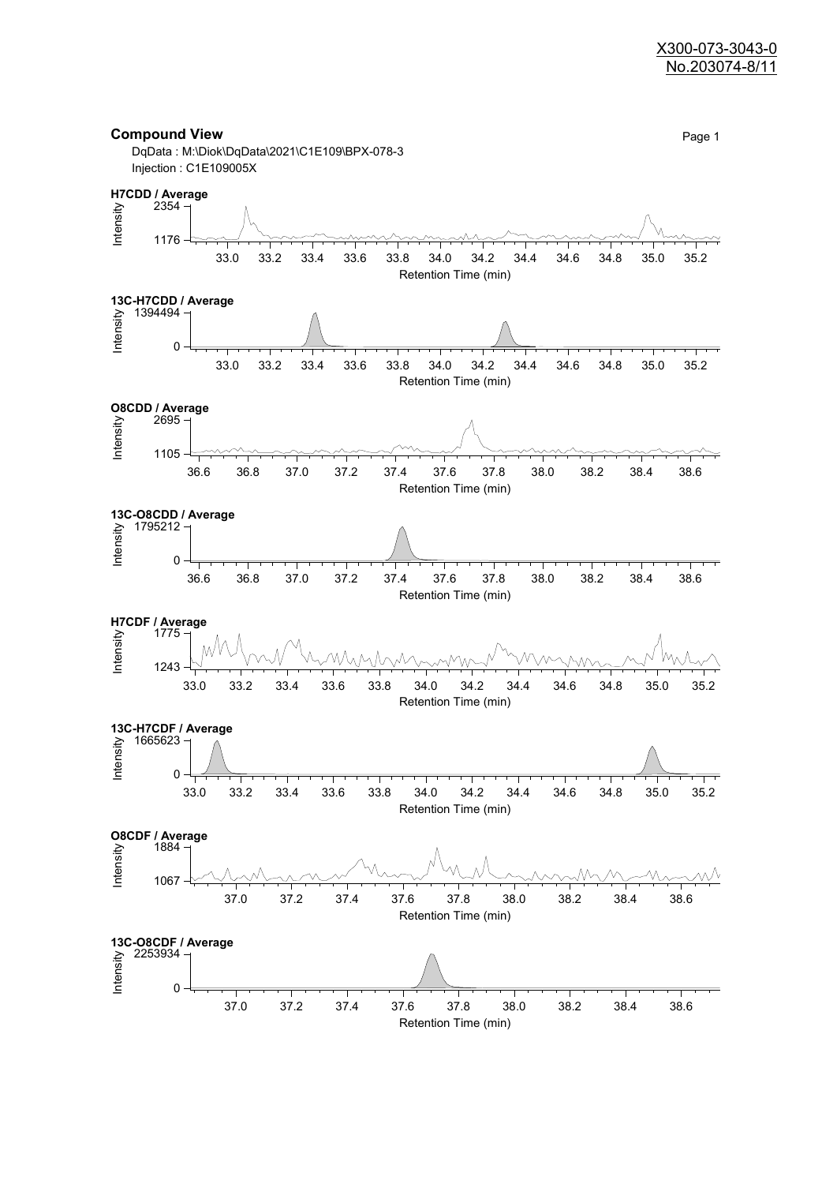## Compound View

DqData : M:\Diok\DqData\2021\C1E109\BPX-078-3
Injection : C1E109005X

### H7CDD / Average

Intensity: 2354, 1176
Retention Time (min): 33.0, 33.2, 33.4, 33.6, 33.8, 34.0, 34.2, 34.4, 34.6, 34.8, 35.0, 35.2

### 13C-H7CDD / Average

Intensity: 1394494, 0
Retention Time (min): 33.0, 33.2, 33.4, 33.6, 33.8, 34.0, 34.2, 34.4, 34.6, 34.8, 35.0, 35.2

### O8CDD / Average

Intensity: 2695, 1105
Retention Time (min): 36.6, 36.8, 37.0, 37.2, 37.4, 37.6, 37.8, 38.0, 38.2, 38.4, 38.6

### 13C-O8CDD / Average

Intensity: 1795212, 0
Retention Time (min): 36.6, 36.8, 37.0, 37.2, 37.4, 37.6, 37.8, 38.0, 38.2, 38.4, 38.6

### H7CDF / Average

Intensity: 1775, 1243
Retention Time (min): 33.0, 33.2, 33.4, 33.6, 33.8, 34.0, 34.2, 34.4, 34.6, 34.8, 35.0, 35.2

### 13C-H7CDF / Average

Intensity: 1665623, 0
Retention Time (min): 33.0, 33.2, 33.4, 33.6, 33.8, 34.0, 34.2, 34.4, 34.6, 34.8, 35.0, 35.2

### O8CDF / Average

Intensity: 1884, 1067
Retention Time (min): 37.0, 37.2, 37.4, 37.6, 37.8, 38.0, 38.2, 38.4, 38.6

### 13C-O8CDF / Average

Intensity: 2253934, 0
Retention Time (min): 37.0, 37.2, 37.4, 37.6, 37.8, 38.0, 38.2, 38.4, 38.6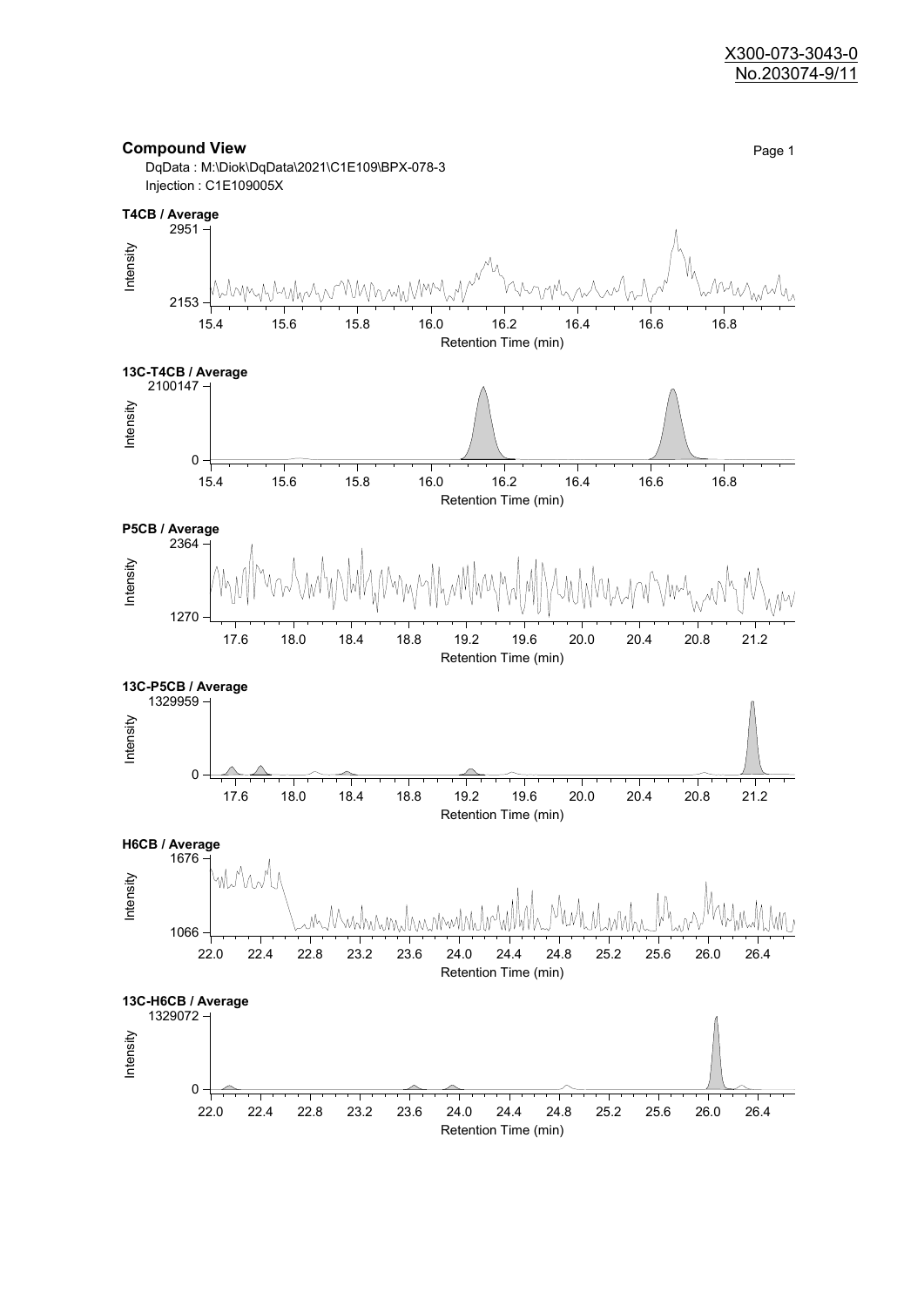X300-073-3043-0
No.203074-9/11

## Compound View

DqData : M:\Diok\DqData\2021\C1E109\BPX-078-3
Injection : C1E109005X

**T4CB / Average**

Intensity: 2153 – 2951
Retention Time (min): 15.4, 15.6, 15.8, 16.0, 16.2, 16.4, 16.6, 16.8

**13C-T4CB / Average**

Intensity: 0 – 2100147
Retention Time (min): 15.4, 15.6, 15.8, 16.0, 16.2, 16.4, 16.6, 16.8

**P5CB / Average**

Intensity: 1270 – 2364
Retention Time (min): 17.6, 18.0, 18.4, 18.8, 19.2, 19.6, 20.0, 20.4, 20.8, 21.2

**13C-P5CB / Average**

Intensity: 0 – 1329959
Retention Time (min): 17.6, 18.0, 18.4, 18.8, 19.2, 19.6, 20.0, 20.4, 20.8, 21.2

**H6CB / Average**

Intensity: 1066 – 1676
Retention Time (min): 22.0, 22.4, 22.8, 23.2, 23.6, 24.0, 24.4, 24.8, 25.2, 25.6, 26.0, 26.4

**13C-H6CB / Average**

Intensity: 0 – 1329072
Retention Time (min): 22.0, 22.4, 22.8, 23.2, 23.6, 24.0, 24.4, 24.8, 25.2, 25.6, 26.0, 26.4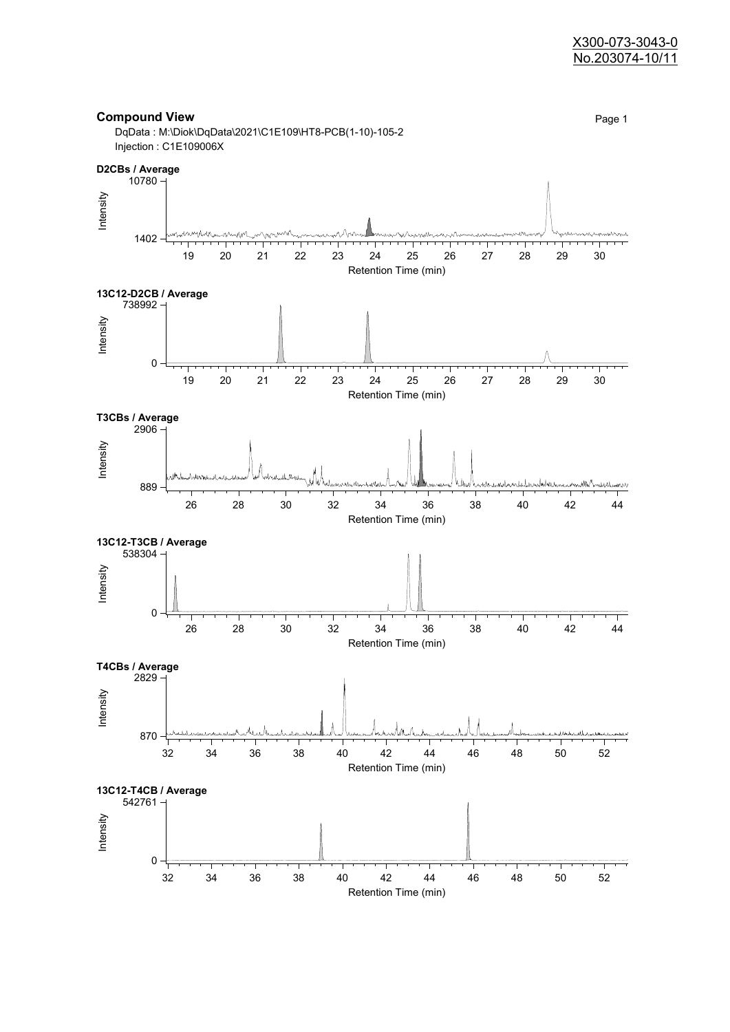X300-073-3043-0
No.203074-10/11

## Compound View

DqData : M:\Diok\DqData\2021\C1E109\HT8-PCB(1-10)-105-2
Injection : C1E109006X

**D2CBs / Average**

Intensity: 1402 – 10780
Retention Time (min): 19 – 30

**13C12-D2CB / Average**

Intensity: 0 – 738992
Retention Time (min): 19 – 30

**T3CBs / Average**

Intensity: 889 – 2906
Retention Time (min): 26 – 44

**13C12-T3CB / Average**

Intensity: 0 – 538304
Retention Time (min): 26 – 44

**T4CBs / Average**

Intensity: 870 – 2829
Retention Time (min): 32 – 52

**13C12-T4CB / Average**

Intensity: 0 – 542761
Retention Time (min): 32 – 52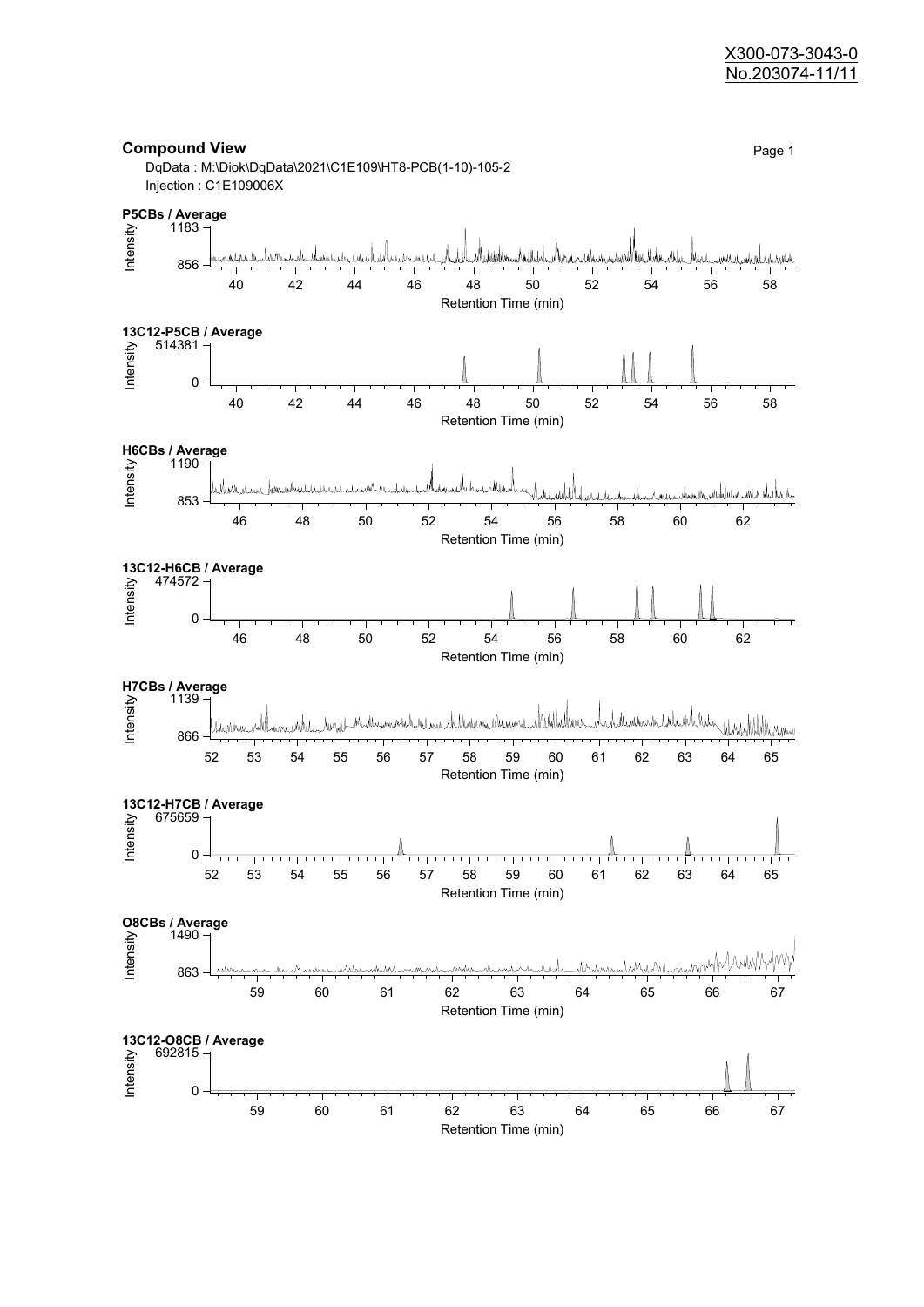X300-073-3043-0
No.203074-11/11

## Compound View

DqData : M:\Diok\DqData\2021\C1E109\HT8-PCB(1-10)-105-2
Injection : C1E109006X

**P5CBs / Average**

Intensity
1183
856
40 42 44 46 48 50 52 54 56 58
Retention Time (min)

**13C12-P5CB / Average**

Intensity
514381
0
40 42 44 46 48 50 52 54 56 58
Retention Time (min)

**H6CBs / Average**

Intensity
1190
853
46 48 50 52 54 56 58 60 62
Retention Time (min)

**13C12-H6CB / Average**

Intensity
474572
0
46 48 50 52 54 56 58 60 62
Retention Time (min)

**H7CBs / Average**

Intensity
1139
866
52 53 54 55 56 57 58 59 60 61 62 63 64 65
Retention Time (min)

**13C12-H7CB / Average**

Intensity
675659
0
52 53 54 55 56 57 58 59 60 61 62 63 64 65
Retention Time (min)

**O8CBs / Average**

Intensity
1490
863
59 60 61 62 63 64 65 66 67
Retention Time (min)

**13C12-O8CB / Average**

Intensity
692815
0
59 60 61 62 63 64 65 66 67
Retention Time (min)